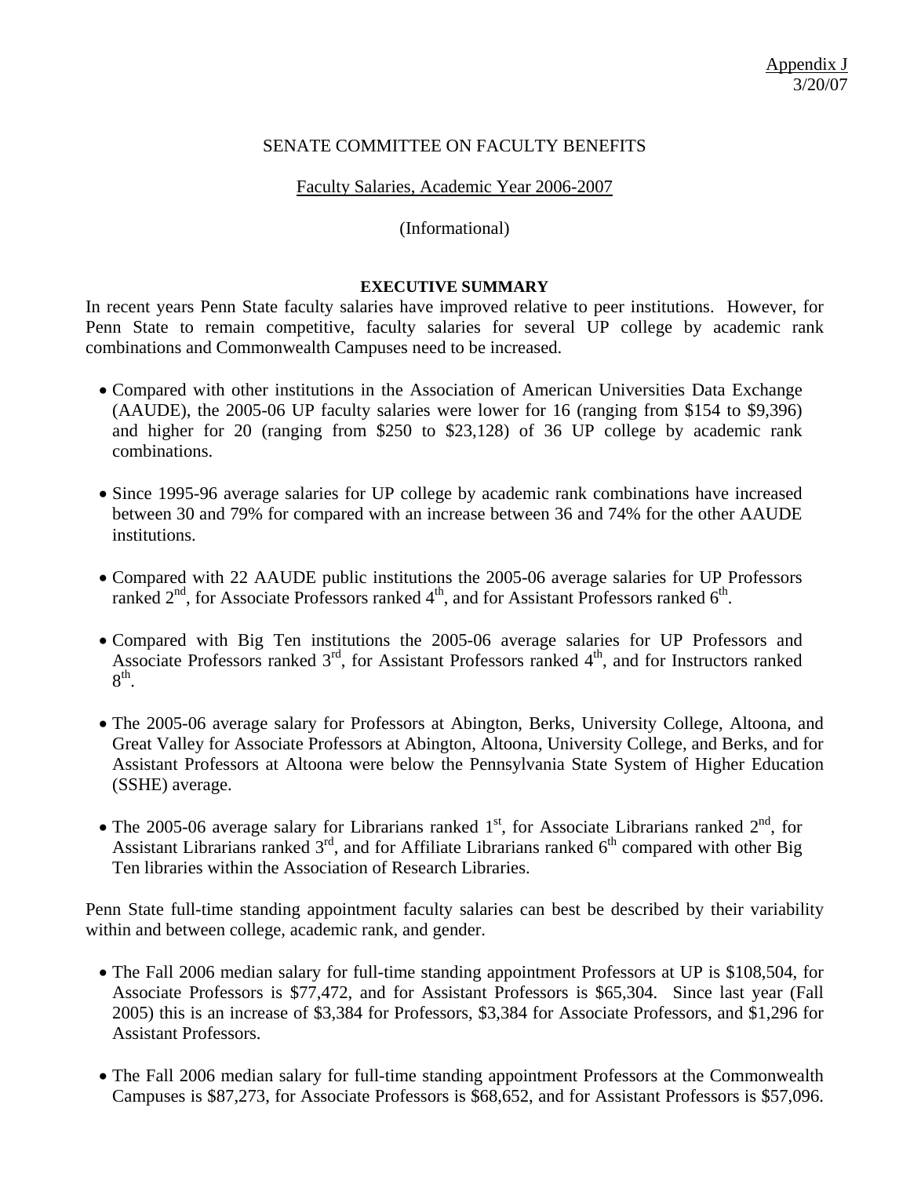Appendix J
3/20/07

SENATE COMMITTEE ON FACULTY BENEFITS

Faculty Salaries, Academic Year 2006-2007

(Informational)

**EXECUTIVE SUMMARY**

In recent years Penn State faculty salaries have improved relative to peer institutions. However, for Penn State to remain competitive, faculty salaries for several UP college by academic rank combinations and Commonwealth Campuses need to be increased.

- Compared with other institutions in the Association of American Universities Data Exchange (AAUDE), the 2005-06 UP faculty salaries were lower for 16 (ranging from $154 to $9,396) and higher for 20 (ranging from $250 to $23,128) of 36 UP college by academic rank combinations.

- Since 1995-96 average salaries for UP college by academic rank combinations have increased between 30 and 79% for compared with an increase between 36 and 74% for the other AAUDE institutions.

- Compared with 22 AAUDE public institutions the 2005-06 average salaries for UP Professors ranked 2nd, for Associate Professors ranked 4th, and for Assistant Professors ranked 6th.

- Compared with Big Ten institutions the 2005-06 average salaries for UP Professors and Associate Professors ranked 3rd, for Assistant Professors ranked 4th, and for Instructors ranked 8th.

- The 2005-06 average salary for Professors at Abington, Berks, University College, Altoona, and Great Valley for Associate Professors at Abington, Altoona, University College, and Berks, and for Assistant Professors at Altoona were below the Pennsylvania State System of Higher Education (SSHE) average.

- The 2005-06 average salary for Librarians ranked 1st, for Associate Librarians ranked 2nd, for Assistant Librarians ranked 3rd, and for Affiliate Librarians ranked 6th compared with other Big Ten libraries within the Association of Research Libraries.

Penn State full-time standing appointment faculty salaries can best be described by their variability within and between college, academic rank, and gender.

- The Fall 2006 median salary for full-time standing appointment Professors at UP is $108,504, for Associate Professors is $77,472, and for Assistant Professors is $65,304. Since last year (Fall 2005) this is an increase of $3,384 for Professors, $3,384 for Associate Professors, and $1,296 for Assistant Professors.

- The Fall 2006 median salary for full-time standing appointment Professors at the Commonwealth Campuses is $87,273, for Associate Professors is $68,652, and for Assistant Professors is $57,096.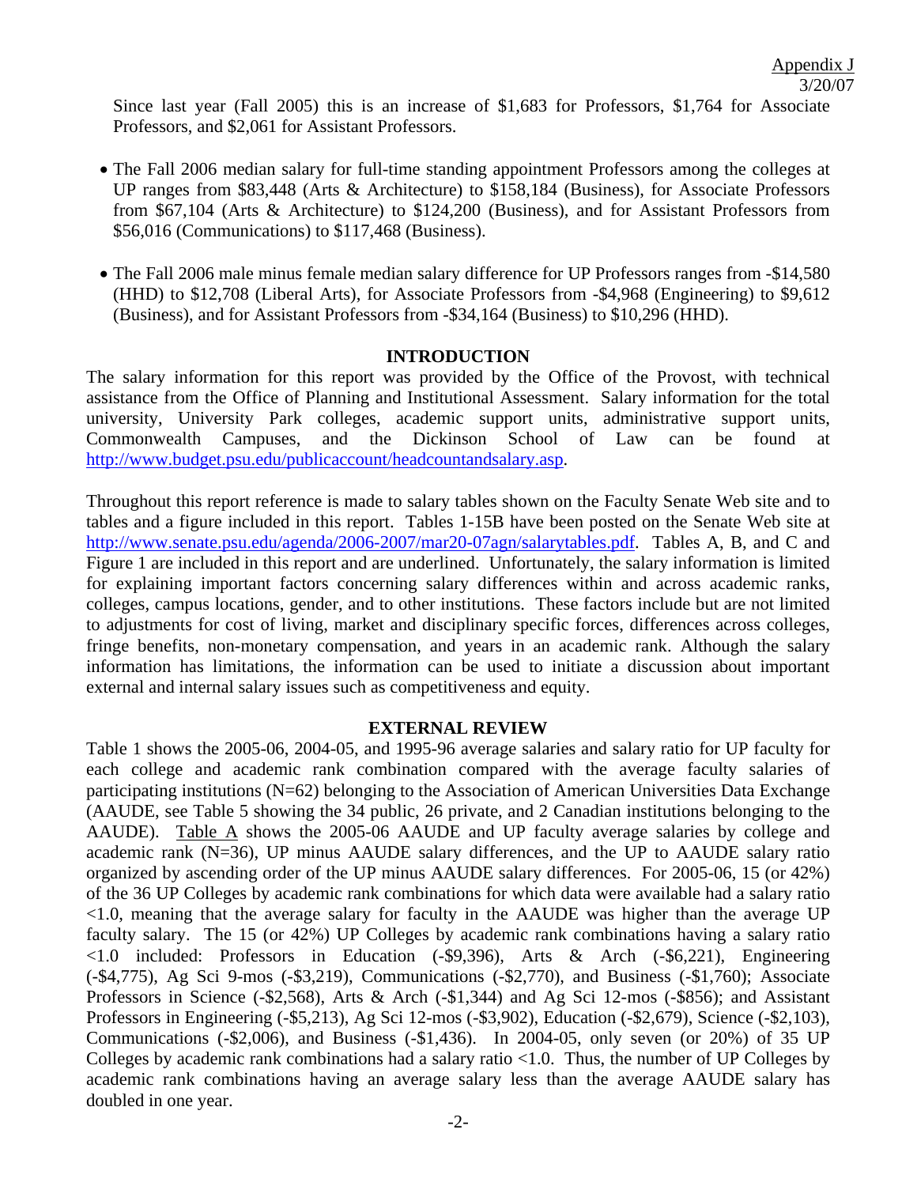Since last year (Fall 2005) this is an increase of $1,683 for Professors, $1,764 for Associate Professors, and $2,061 for Assistant Professors.

- The Fall 2006 median salary for full-time standing appointment Professors among the colleges at UP ranges from $83,448 (Arts & Architecture) to $158,184 (Business), for Associate Professors from $67,104 (Arts & Architecture) to $124,200 (Business), and for Assistant Professors from $56,016 (Communications) to $117,468 (Business).

- The Fall 2006 male minus female median salary difference for UP Professors ranges from -$14,580 (HHD) to $12,708 (Liberal Arts), for Associate Professors from -$4,968 (Engineering) to $9,612 (Business), and for Assistant Professors from -$34,164 (Business) to $10,296 (HHD).

## INTRODUCTION

The salary information for this report was provided by the Office of the Provost, with technical assistance from the Office of Planning and Institutional Assessment. Salary information for the total university, University Park colleges, academic support units, administrative support units, Commonwealth Campuses, and the Dickinson School of Law can be found at http://www.budget.psu.edu/publicaccount/headcountandsalary.asp.

Throughout this report reference is made to salary tables shown on the Faculty Senate Web site and to tables and a figure included in this report. Tables 1-15B have been posted on the Senate Web site at http://www.senate.psu.edu/agenda/2006-2007/mar20-07agn/salarytables.pdf. Tables A, B, and C and Figure 1 are included in this report and are underlined. Unfortunately, the salary information is limited for explaining important factors concerning salary differences within and across academic ranks, colleges, campus locations, gender, and to other institutions. These factors include but are not limited to adjustments for cost of living, market and disciplinary specific forces, differences across colleges, fringe benefits, non-monetary compensation, and years in an academic rank. Although the salary information has limitations, the information can be used to initiate a discussion about important external and internal salary issues such as competitiveness and equity.

## EXTERNAL REVIEW

Table 1 shows the 2005-06, 2004-05, and 1995-96 average salaries and salary ratio for UP faculty for each college and academic rank combination compared with the average faculty salaries of participating institutions (N=62) belonging to the Association of American Universities Data Exchange (AAUDE, see Table 5 showing the 34 public, 26 private, and 2 Canadian institutions belonging to the AAUDE). Table A shows the 2005-06 AAUDE and UP faculty average salaries by college and academic rank (N=36), UP minus AAUDE salary differences, and the UP to AAUDE salary ratio organized by ascending order of the UP minus AAUDE salary differences. For 2005-06, 15 (or 42%) of the 36 UP Colleges by academic rank combinations for which data were available had a salary ratio <1.0, meaning that the average salary for faculty in the AAUDE was higher than the average UP faculty salary. The 15 (or 42%) UP Colleges by academic rank combinations having a salary ratio <1.0 included: Professors in Education (-$9,396), Arts & Arch (-$6,221), Engineering (-$4,775), Ag Sci 9-mos (-$3,219), Communications (-$2,770), and Business (-$1,760); Associate Professors in Science (-$2,568), Arts & Arch (-$1,344) and Ag Sci 12-mos (-$856); and Assistant Professors in Engineering (-$5,213), Ag Sci 12-mos (-$3,902), Education (-$2,679), Science (-$2,103), Communications (-$2,006), and Business (-$1,436). In 2004-05, only seven (or 20%) of 35 UP Colleges by academic rank combinations had a salary ratio <1.0. Thus, the number of UP Colleges by academic rank combinations having an average salary less than the average AAUDE salary has doubled in one year.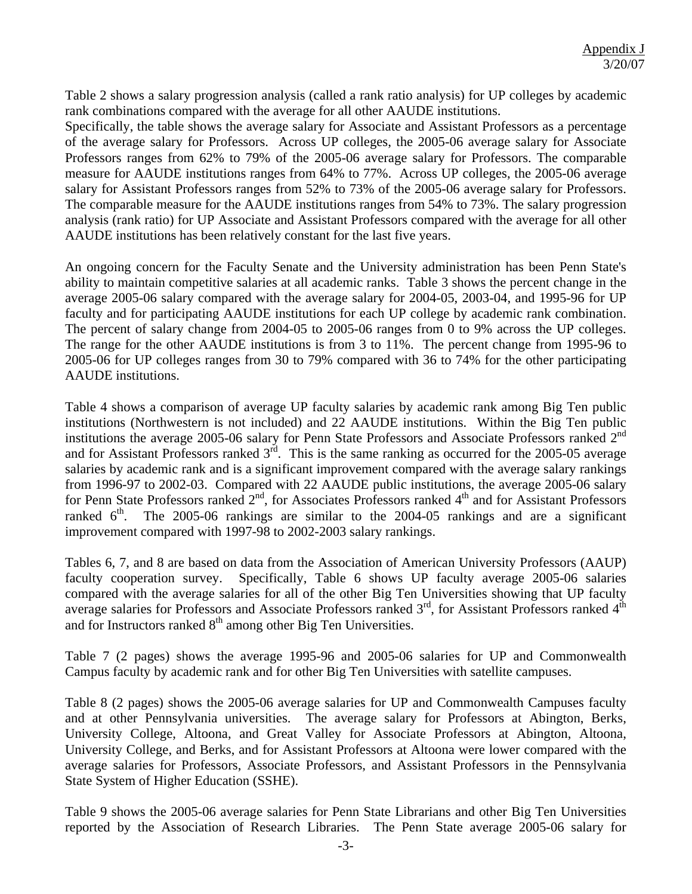Appendix J
3/20/07

Table 2 shows a salary progression analysis (called a rank ratio analysis) for UP colleges by academic rank combinations compared with the average for all other AAUDE institutions.
Specifically, the table shows the average salary for Associate and Assistant Professors as a percentage of the average salary for Professors. Across UP colleges, the 2005-06 average salary for Associate Professors ranges from 62% to 79% of the 2005-06 average salary for Professors. The comparable measure for AAUDE institutions ranges from 64% to 77%. Across UP colleges, the 2005-06 average salary for Assistant Professors ranges from 52% to 73% of the 2005-06 average salary for Professors. The comparable measure for the AAUDE institutions ranges from 54% to 73%. The salary progression analysis (rank ratio) for UP Associate and Assistant Professors compared with the average for all other AAUDE institutions has been relatively constant for the last five years.

An ongoing concern for the Faculty Senate and the University administration has been Penn State's ability to maintain competitive salaries at all academic ranks. Table 3 shows the percent change in the average 2005-06 salary compared with the average salary for 2004-05, 2003-04, and 1995-96 for UP faculty and for participating AAUDE institutions for each UP college by academic rank combination. The percent of salary change from 2004-05 to 2005-06 ranges from 0 to 9% across the UP colleges. The range for the other AAUDE institutions is from 3 to 11%. The percent change from 1995-96 to 2005-06 for UP colleges ranges from 30 to 79% compared with 36 to 74% for the other participating AAUDE institutions.

Table 4 shows a comparison of average UP faculty salaries by academic rank among Big Ten public institutions (Northwestern is not included) and 22 AAUDE institutions. Within the Big Ten public institutions the average 2005-06 salary for Penn State Professors and Associate Professors ranked 2nd and for Assistant Professors ranked 3rd. This is the same ranking as occurred for the 2005-05 average salaries by academic rank and is a significant improvement compared with the average salary rankings from 1996-97 to 2002-03. Compared with 22 AAUDE public institutions, the average 2005-06 salary for Penn State Professors ranked 2nd, for Associates Professors ranked 4th and for Assistant Professors ranked 6th. The 2005-06 rankings are similar to the 2004-05 rankings and are a significant improvement compared with 1997-98 to 2002-2003 salary rankings.

Tables 6, 7, and 8 are based on data from the Association of American University Professors (AAUP) faculty cooperation survey. Specifically, Table 6 shows UP faculty average 2005-06 salaries compared with the average salaries for all of the other Big Ten Universities showing that UP faculty average salaries for Professors and Associate Professors ranked 3rd, for Assistant Professors ranked 4th and for Instructors ranked 8th among other Big Ten Universities.

Table 7 (2 pages) shows the average 1995-96 and 2005-06 salaries for UP and Commonwealth Campus faculty by academic rank and for other Big Ten Universities with satellite campuses.

Table 8 (2 pages) shows the 2005-06 average salaries for UP and Commonwealth Campuses faculty and at other Pennsylvania universities. The average salary for Professors at Abington, Berks, University College, Altoona, and Great Valley for Associate Professors at Abington, Altoona, University College, and Berks, and for Assistant Professors at Altoona were lower compared with the average salaries for Professors, Associate Professors, and Assistant Professors in the Pennsylvania State System of Higher Education (SSHE).

Table 9 shows the 2005-06 average salaries for Penn State Librarians and other Big Ten Universities reported by the Association of Research Libraries. The Penn State average 2005-06 salary for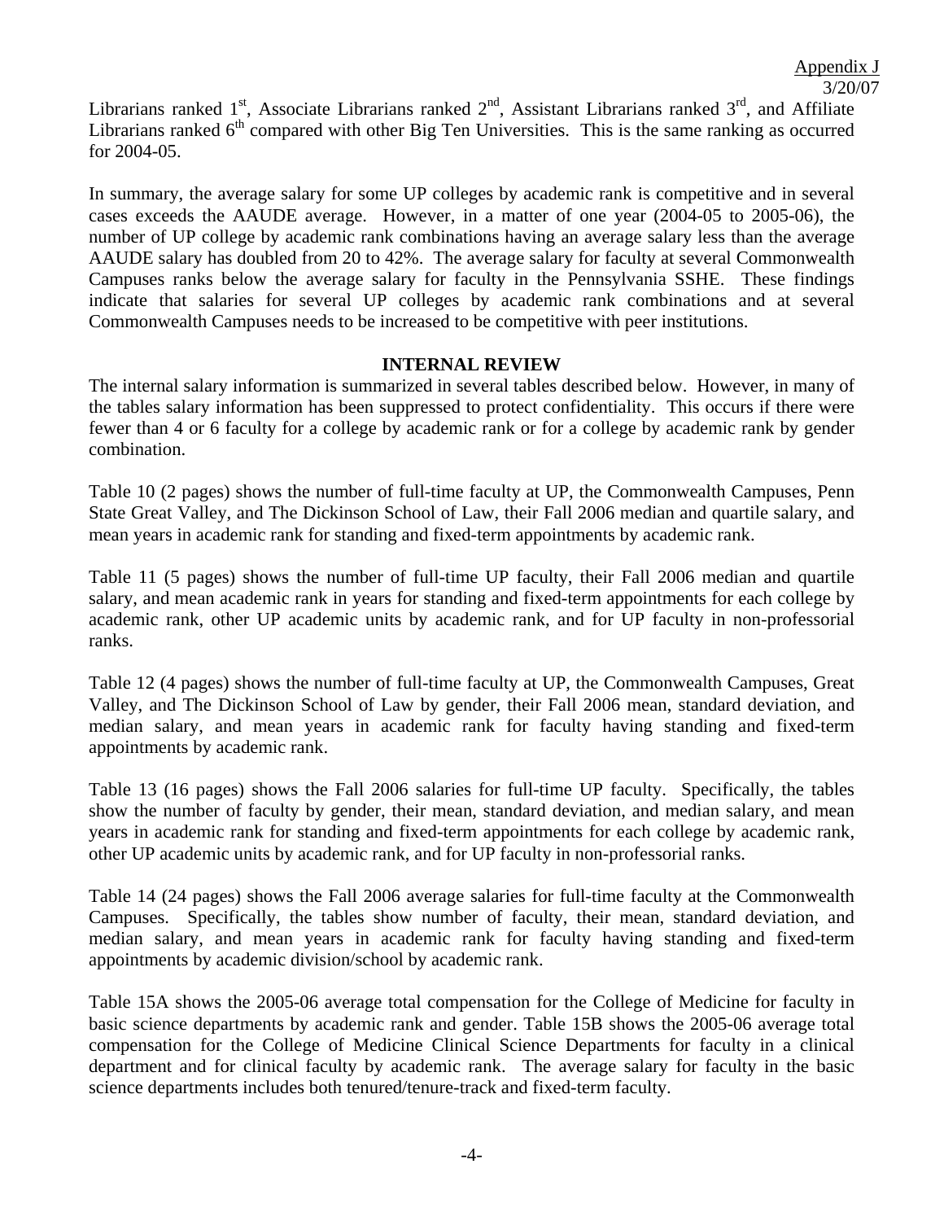Librarians ranked 1st, Associate Librarians ranked 2nd, Assistant Librarians ranked 3rd, and Affiliate Librarians ranked 6th compared with other Big Ten Universities. This is the same ranking as occurred for 2004-05.

In summary, the average salary for some UP colleges by academic rank is competitive and in several cases exceeds the AAUDE average. However, in a matter of one year (2004-05 to 2005-06), the number of UP college by academic rank combinations having an average salary less than the average AAUDE salary has doubled from 20 to 42%. The average salary for faculty at several Commonwealth Campuses ranks below the average salary for faculty in the Pennsylvania SSHE. These findings indicate that salaries for several UP colleges by academic rank combinations and at several Commonwealth Campuses needs to be increased to be competitive with peer institutions.

## INTERNAL REVIEW

The internal salary information is summarized in several tables described below. However, in many of the tables salary information has been suppressed to protect confidentiality. This occurs if there were fewer than 4 or 6 faculty for a college by academic rank or for a college by academic rank by gender combination.

Table 10 (2 pages) shows the number of full-time faculty at UP, the Commonwealth Campuses, Penn State Great Valley, and The Dickinson School of Law, their Fall 2006 median and quartile salary, and mean years in academic rank for standing and fixed-term appointments by academic rank.

Table 11 (5 pages) shows the number of full-time UP faculty, their Fall 2006 median and quartile salary, and mean academic rank in years for standing and fixed-term appointments for each college by academic rank, other UP academic units by academic rank, and for UP faculty in non-professorial ranks.

Table 12 (4 pages) shows the number of full-time faculty at UP, the Commonwealth Campuses, Great Valley, and The Dickinson School of Law by gender, their Fall 2006 mean, standard deviation, and median salary, and mean years in academic rank for faculty having standing and fixed-term appointments by academic rank.

Table 13 (16 pages) shows the Fall 2006 salaries for full-time UP faculty. Specifically, the tables show the number of faculty by gender, their mean, standard deviation, and median salary, and mean years in academic rank for standing and fixed-term appointments for each college by academic rank, other UP academic units by academic rank, and for UP faculty in non-professorial ranks.

Table 14 (24 pages) shows the Fall 2006 average salaries for full-time faculty at the Commonwealth Campuses. Specifically, the tables show number of faculty, their mean, standard deviation, and median salary, and mean years in academic rank for faculty having standing and fixed-term appointments by academic division/school by academic rank.

Table 15A shows the 2005-06 average total compensation for the College of Medicine for faculty in basic science departments by academic rank and gender. Table 15B shows the 2005-06 average total compensation for the College of Medicine Clinical Science Departments for faculty in a clinical department and for clinical faculty by academic rank. The average salary for faculty in the basic science departments includes both tenured/tenure-track and fixed-term faculty.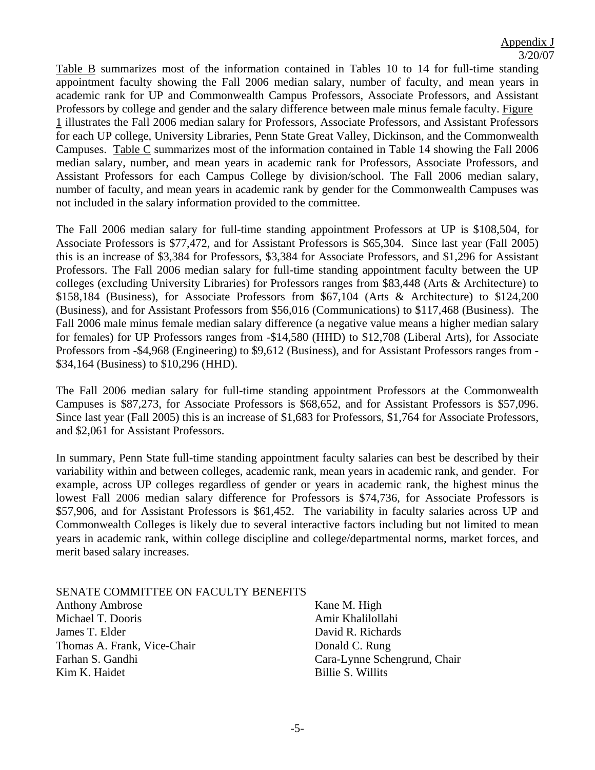Appendix J
3/20/07

Table B summarizes most of the information contained in Tables 10 to 14 for full-time standing appointment faculty showing the Fall 2006 median salary, number of faculty, and mean years in academic rank for UP and Commonwealth Campus Professors, Associate Professors, and Assistant Professors by college and gender and the salary difference between male minus female faculty. Figure 1 illustrates the Fall 2006 median salary for Professors, Associate Professors, and Assistant Professors for each UP college, University Libraries, Penn State Great Valley, Dickinson, and the Commonwealth Campuses. Table C summarizes most of the information contained in Table 14 showing the Fall 2006 median salary, number, and mean years in academic rank for Professors, Associate Professors, and Assistant Professors for each Campus College by division/school. The Fall 2006 median salary, number of faculty, and mean years in academic rank by gender for the Commonwealth Campuses was not included in the salary information provided to the committee.

The Fall 2006 median salary for full-time standing appointment Professors at UP is $108,504, for Associate Professors is $77,472, and for Assistant Professors is $65,304. Since last year (Fall 2005) this is an increase of $3,384 for Professors, $3,384 for Associate Professors, and $1,296 for Assistant Professors. The Fall 2006 median salary for full-time standing appointment faculty between the UP colleges (excluding University Libraries) for Professors ranges from $83,448 (Arts & Architecture) to $158,184 (Business), for Associate Professors from $67,104 (Arts & Architecture) to $124,200 (Business), and for Assistant Professors from $56,016 (Communications) to $117,468 (Business). The Fall 2006 male minus female median salary difference (a negative value means a higher median salary for females) for UP Professors ranges from -$14,580 (HHD) to $12,708 (Liberal Arts), for Associate Professors from -$4,968 (Engineering) to $9,612 (Business), and for Assistant Professors ranges from -$34,164 (Business) to $10,296 (HHD).

The Fall 2006 median salary for full-time standing appointment Professors at the Commonwealth Campuses is $87,273, for Associate Professors is $68,652, and for Assistant Professors is $57,096. Since last year (Fall 2005) this is an increase of $1,683 for Professors, $1,764 for Associate Professors, and $2,061 for Assistant Professors.

In summary, Penn State full-time standing appointment faculty salaries can best be described by their variability within and between colleges, academic rank, mean years in academic rank, and gender. For example, across UP colleges regardless of gender or years in academic rank, the highest minus the lowest Fall 2006 median salary difference for Professors is $74,736, for Associate Professors is $57,906, and for Assistant Professors is $61,452. The variability in faculty salaries across UP and Commonwealth Colleges is likely due to several interactive factors including but not limited to mean years in academic rank, within college discipline and college/departmental norms, market forces, and merit based salary increases.

SENATE COMMITTEE ON FACULTY BENEFITS

Anthony Ambrose
Michael T. Dooris
James T. Elder
Thomas A. Frank, Vice-Chair
Farhan S. Gandhi
Kim K. Haidet
Kane M. High
Amir Khalilollahi
David R. Richards
Donald C. Rung
Cara-Lynne Schengrund, Chair
Billie S. Willits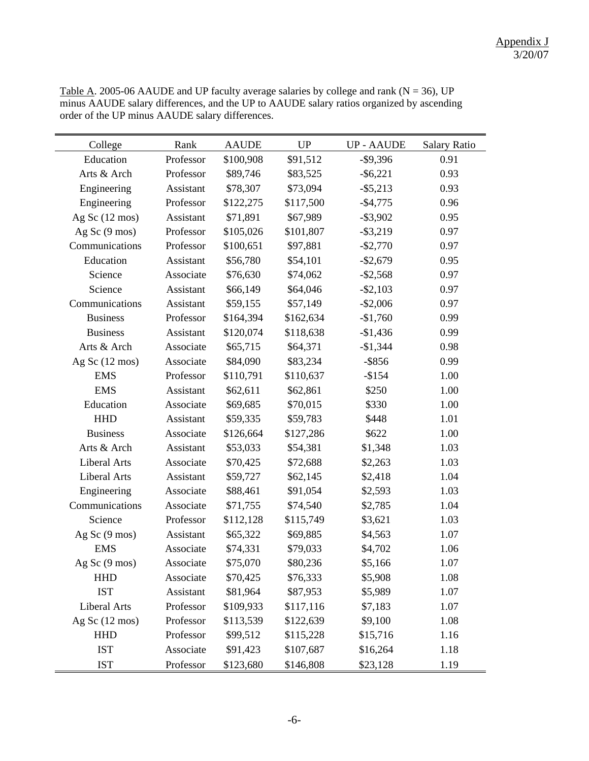Appendix J
3/20/07

Table A. 2005-06 AAUDE and UP faculty average salaries by college and rank (N = 36), UP minus AAUDE salary differences, and the UP to AAUDE salary ratios organized by ascending order of the UP minus AAUDE salary differences.

| College | Rank | AAUDE | UP | UP - AAUDE | Salary Ratio |
|---|---|---|---|---|---|
| Education | Professor | $100,908 | $91,512 | -$9,396 | 0.91 |
| Arts & Arch | Professor | $89,746 | $83,525 | -$6,221 | 0.93 |
| Engineering | Assistant | $78,307 | $73,094 | -$5,213 | 0.93 |
| Engineering | Professor | $122,275 | $117,500 | -$4,775 | 0.96 |
| Ag Sc (12 mos) | Assistant | $71,891 | $67,989 | -$3,902 | 0.95 |
| Ag Sc (9 mos) | Professor | $105,026 | $101,807 | -$3,219 | 0.97 |
| Communications | Professor | $100,651 | $97,881 | -$2,770 | 0.97 |
| Education | Assistant | $56,780 | $54,101 | -$2,679 | 0.95 |
| Science | Associate | $76,630 | $74,062 | -$2,568 | 0.97 |
| Science | Assistant | $66,149 | $64,046 | -$2,103 | 0.97 |
| Communications | Assistant | $59,155 | $57,149 | -$2,006 | 0.97 |
| Business | Professor | $164,394 | $162,634 | -$1,760 | 0.99 |
| Business | Assistant | $120,074 | $118,638 | -$1,436 | 0.99 |
| Arts & Arch | Associate | $65,715 | $64,371 | -$1,344 | 0.98 |
| Ag Sc (12 mos) | Associate | $84,090 | $83,234 | -$856 | 0.99 |
| EMS | Professor | $110,791 | $110,637 | -$154 | 1.00 |
| EMS | Assistant | $62,611 | $62,861 | $250 | 1.00 |
| Education | Associate | $69,685 | $70,015 | $330 | 1.00 |
| HHD | Assistant | $59,335 | $59,783 | $448 | 1.01 |
| Business | Associate | $126,664 | $127,286 | $622 | 1.00 |
| Arts & Arch | Assistant | $53,033 | $54,381 | $1,348 | 1.03 |
| Liberal Arts | Associate | $70,425 | $72,688 | $2,263 | 1.03 |
| Liberal Arts | Assistant | $59,727 | $62,145 | $2,418 | 1.04 |
| Engineering | Associate | $88,461 | $91,054 | $2,593 | 1.03 |
| Communications | Associate | $71,755 | $74,540 | $2,785 | 1.04 |
| Science | Professor | $112,128 | $115,749 | $3,621 | 1.03 |
| Ag Sc (9 mos) | Assistant | $65,322 | $69,885 | $4,563 | 1.07 |
| EMS | Associate | $74,331 | $79,033 | $4,702 | 1.06 |
| Ag Sc (9 mos) | Associate | $75,070 | $80,236 | $5,166 | 1.07 |
| HHD | Associate | $70,425 | $76,333 | $5,908 | 1.08 |
| IST | Assistant | $81,964 | $87,953 | $5,989 | 1.07 |
| Liberal Arts | Professor | $109,933 | $117,116 | $7,183 | 1.07 |
| Ag Sc (12 mos) | Professor | $113,539 | $122,639 | $9,100 | 1.08 |
| HHD | Professor | $99,512 | $115,228 | $15,716 | 1.16 |
| IST | Associate | $91,423 | $107,687 | $16,264 | 1.18 |
| IST | Professor | $123,680 | $146,808 | $23,128 | 1.19 |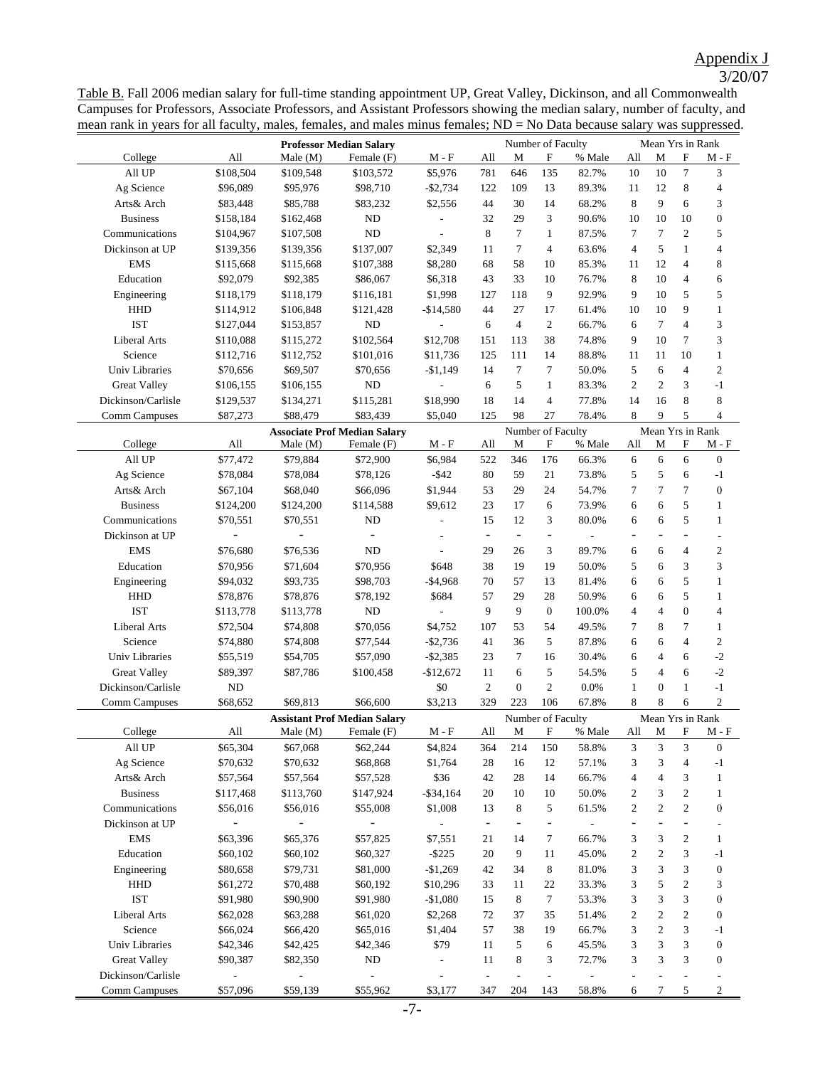Appendix J
3/20/07

Table B. Fall 2006 median salary for full-time standing appointment UP, Great Valley, Dickinson, and all Commonwealth Campuses for Professors, Associate Professors, and Assistant Professors showing the median salary, number of faculty, and mean rank in years for all faculty, males, females, and males minus females; ND = No Data because salary was suppressed.

| | Professor Median Salary | | | | Number of Faculty | | | | Mean Yrs in Rank | | | |
|---|---|---|---|---|---|---|---|---|---|---|---|---|
| College | All | Male (M) | Female (F) | M - F | All | M | F | % Male | All | M | F | M - F |
| All UP | $108,504 | $109,548 | $103,572 | $5,976 | 781 | 646 | 135 | 82.7% | 10 | 10 | 7 | 3 |
| Ag Science | $96,089 | $95,976 | $98,710 | -$2,734 | 122 | 109 | 13 | 89.3% | 11 | 12 | 8 | 4 |
| Arts& Arch | $83,448 | $85,788 | $83,232 | $2,556 | 44 | 30 | 14 | 68.2% | 8 | 9 | 6 | 3 |
| Business | $158,184 | $162,468 | ND | - | 32 | 29 | 3 | 90.6% | 10 | 10 | 10 | 0 |
| Communications | $104,967 | $107,508 | ND | - | 8 | 7 | 1 | 87.5% | 7 | 7 | 2 | 5 |
| Dickinson at UP | $139,356 | $139,356 | $137,007 | $2,349 | 11 | 7 | 4 | 63.6% | 4 | 5 | 1 | 4 |
| EMS | $115,668 | $115,668 | $107,388 | $8,280 | 68 | 58 | 10 | 85.3% | 11 | 12 | 4 | 8 |
| Education | $92,079 | $92,385 | $86,067 | $6,318 | 43 | 33 | 10 | 76.7% | 8 | 10 | 4 | 6 |
| Engineering | $118,179 | $118,179 | $116,181 | $1,998 | 127 | 118 | 9 | 92.9% | 9 | 10 | 5 | 5 |
| HHD | $114,912 | $106,848 | $121,428 | -$14,580 | 44 | 27 | 17 | 61.4% | 10 | 10 | 9 | 1 |
| IST | $127,044 | $153,857 | ND | - | 6 | 4 | 2 | 66.7% | 6 | 7 | 4 | 3 |
| Liberal Arts | $110,088 | $115,272 | $102,564 | $12,708 | 151 | 113 | 38 | 74.8% | 9 | 10 | 7 | 3 |
| Science | $112,716 | $112,752 | $101,016 | $11,736 | 125 | 111 | 14 | 88.8% | 11 | 11 | 10 | 1 |
| Univ Libraries | $70,656 | $69,507 | $70,656 | -$1,149 | 14 | 7 | 7 | 50.0% | 5 | 6 | 4 | 2 |
| Great Valley | $106,155 | $106,155 | ND | - | 6 | 5 | 1 | 83.3% | 2 | 2 | 3 | -1 |
| Dickinson/Carlisle | $129,537 | $134,271 | $115,281 | $18,990 | 18 | 14 | 4 | 77.8% | 14 | 16 | 8 | 8 |
| Comm Campuses | $87,273 | $88,479 | $83,439 | $5,040 | 125 | 98 | 27 | 78.4% | 8 | 9 | 5 | 4 |
| | **Associate Prof Median Salary** | | | | **Number of Faculty** | | | | **Mean Yrs in Rank** | | | |
| College | All | Male (M) | Female (F) | M - F | All | M | F | % Male | All | M | F | M - F |
| All UP | $77,472 | $79,884 | $72,900 | $6,984 | 522 | 346 | 176 | 66.3% | 6 | 6 | 6 | 0 |
| Ag Science | $78,084 | $78,084 | $78,126 | -$42 | 80 | 59 | 21 | 73.8% | 5 | 5 | 6 | -1 |
| Arts& Arch | $67,104 | $68,040 | $66,096 | $1,944 | 53 | 29 | 24 | 54.7% | 7 | 7 | 7 | 0 |
| Business | $124,200 | $124,200 | $114,588 | $9,612 | 23 | 17 | 6 | 73.9% | 6 | 6 | 5 | 1 |
| Communications | $70,551 | $70,551 | ND | - | 15 | 12 | 3 | 80.0% | 6 | 6 | 5 | 1 |
| Dickinson at UP | - | - | - | - | - | - | - | - | - | - | - | - |
| EMS | $76,680 | $76,536 | ND | - | 29 | 26 | 3 | 89.7% | 6 | 6 | 4 | 2 |
| Education | $70,956 | $71,604 | $70,956 | $648 | 38 | 19 | 19 | 50.0% | 5 | 6 | 3 | 3 |
| Engineering | $94,032 | $93,735 | $98,703 | -$4,968 | 70 | 57 | 13 | 81.4% | 6 | 6 | 5 | 1 |
| HHD | $78,876 | $78,876 | $78,192 | $684 | 57 | 29 | 28 | 50.9% | 6 | 6 | 5 | 1 |
| IST | $113,778 | $113,778 | ND | - | 9 | 9 | 0 | 100.0% | 4 | 4 | 0 | 4 |
| Liberal Arts | $72,504 | $74,808 | $70,056 | $4,752 | 107 | 53 | 54 | 49.5% | 7 | 8 | 7 | 1 |
| Science | $74,880 | $74,808 | $77,544 | -$2,736 | 41 | 36 | 5 | 87.8% | 6 | 6 | 4 | 2 |
| Univ Libraries | $55,519 | $54,705 | $57,090 | -$2,385 | 23 | 7 | 16 | 30.4% | 6 | 4 | 6 | -2 |
| Great Valley | $89,397 | $87,786 | $100,458 | -$12,672 | 11 | 6 | 5 | 54.5% | 5 | 4 | 6 | -2 |
| Dickinson/Carlisle | ND | | | $0 | 2 | 0 | 2 | 0.0% | 1 | 0 | 1 | -1 |
| Comm Campuses | $68,652 | $69,813 | $66,600 | $3,213 | 329 | 223 | 106 | 67.8% | 8 | 8 | 6 | 2 |
| | **Assistant Prof Median Salary** | | | | **Number of Faculty** | | | | **Mean Yrs in Rank** | | | |
| College | All | Male (M) | Female (F) | M - F | All | M | F | % Male | All | M | F | M - F |
| All UP | $65,304 | $67,068 | $62,244 | $4,824 | 364 | 214 | 150 | 58.8% | 3 | 3 | 3 | 0 |
| Ag Science | $70,632 | $70,632 | $68,868 | $1,764 | 28 | 16 | 12 | 57.1% | 3 | 3 | 4 | -1 |
| Arts& Arch | $57,564 | $57,564 | $57,528 | $36 | 42 | 28 | 14 | 66.7% | 4 | 4 | 3 | 1 |
| Business | $117,468 | $113,760 | $147,924 | -$34,164 | 20 | 10 | 10 | 50.0% | 2 | 3 | 2 | 1 |
| Communications | $56,016 | $56,016 | $55,008 | $1,008 | 13 | 8 | 5 | 61.5% | 2 | 2 | 2 | 0 |
| Dickinson at UP | - | - | - | - | - | - | - | - | - | - | - | - |
| EMS | $63,396 | $65,376 | $57,825 | $7,551 | 21 | 14 | 7 | 66.7% | 3 | 3 | 2 | 1 |
| Education | $60,102 | $60,102 | $60,327 | -$225 | 20 | 9 | 11 | 45.0% | 2 | 2 | 3 | -1 |
| Engineering | $80,658 | $79,731 | $81,000 | -$1,269 | 42 | 34 | 8 | 81.0% | 3 | 3 | 3 | 0 |
| HHD | $61,272 | $70,488 | $60,192 | $10,296 | 33 | 11 | 22 | 33.3% | 3 | 5 | 2 | 3 |
| IST | $91,980 | $90,900 | $91,980 | -$1,080 | 15 | 8 | 7 | 53.3% | 3 | 3 | 3 | 0 |
| Liberal Arts | $62,028 | $63,288 | $61,020 | $2,268 | 72 | 37 | 35 | 51.4% | 2 | 2 | 2 | 0 |
| Science | $66,024 | $66,420 | $65,016 | $1,404 | 57 | 38 | 19 | 66.7% | 3 | 2 | 3 | -1 |
| Univ Libraries | $42,346 | $42,425 | $42,346 | $79 | 11 | 5 | 6 | 45.5% | 3 | 3 | 3 | 0 |
| Great Valley | $90,387 | $82,350 | ND | - | 11 | 8 | 3 | 72.7% | 3 | 3 | 3 | 0 |
| Dickinson/Carlisle | - | - | - | - | - | - | - | - | - | - | - | - |
| Comm Campuses | $57,096 | $59,139 | $55,962 | $3,177 | 347 | 204 | 143 | 58.8% | 6 | 7 | 5 | 2 |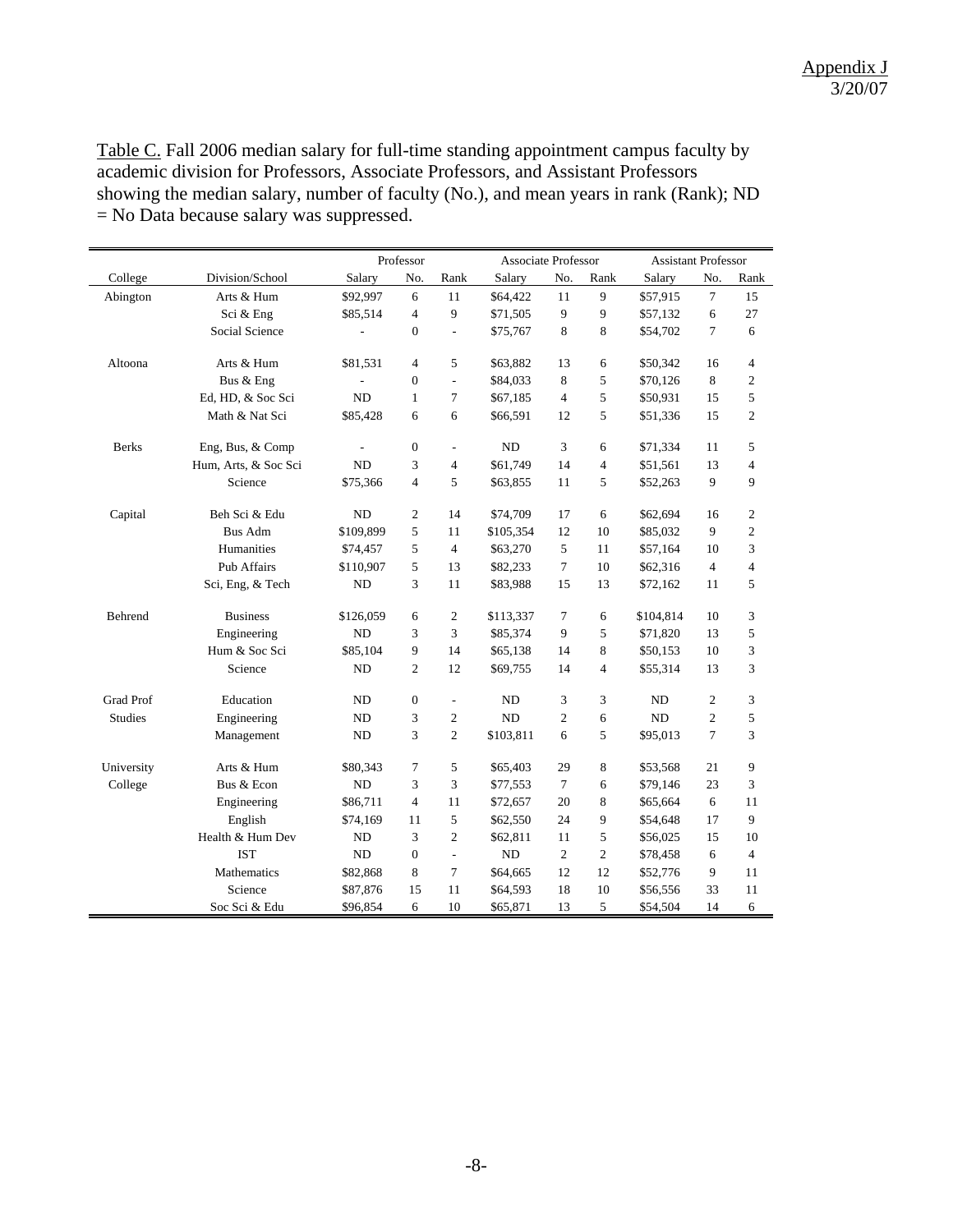Appendix J
3/20/07

Table C. Fall 2006 median salary for full-time standing appointment campus faculty by academic division for Professors, Associate Professors, and Assistant Professors showing the median salary, number of faculty (No.), and mean years in rank (Rank); ND = No Data because salary was suppressed.

| | | Professor | | | Associate Professor | | | Assistant Professor | | |
|---|---|---|---|---|---|---|---|---|---|---|
| College | Division/School | Salary | No. | Rank | Salary | No. | Rank | Salary | No. | Rank |
| Abington | Arts & Hum | $92,997 | 6 | 11 | $64,422 | 11 | 9 | $57,915 | 7 | 15 |
| | Sci & Eng | $85,514 | 4 | 9 | $71,505 | 9 | 9 | $57,132 | 6 | 27 |
| | Social Science | - | 0 | - | $75,767 | 8 | 8 | $54,702 | 7 | 6 |
| Altoona | Arts & Hum | $81,531 | 4 | 5 | $63,882 | 13 | 6 | $50,342 | 16 | 4 |
| | Bus & Eng | - | 0 | - | $84,033 | 8 | 5 | $70,126 | 8 | 2 |
| | Ed, HD, & Soc Sci | ND | 1 | 7 | $67,185 | 4 | 5 | $50,931 | 15 | 5 |
| | Math & Nat Sci | $85,428 | 6 | 6 | $66,591 | 12 | 5 | $51,336 | 15 | 2 |
| Berks | Eng, Bus, & Comp | - | 0 | - | ND | 3 | 6 | $71,334 | 11 | 5 |
| | Hum, Arts, & Soc Sci | ND | 3 | 4 | $61,749 | 14 | 4 | $51,561 | 13 | 4 |
| | Science | $75,366 | 4 | 5 | $63,855 | 11 | 5 | $52,263 | 9 | 9 |
| Capital | Beh Sci & Edu | ND | 2 | 14 | $74,709 | 17 | 6 | $62,694 | 16 | 2 |
| | Bus Adm | $109,899 | 5 | 11 | $105,354 | 12 | 10 | $85,032 | 9 | 2 |
| | Humanities | $74,457 | 5 | 4 | $63,270 | 5 | 11 | $57,164 | 10 | 3 |
| | Pub Affairs | $110,907 | 5 | 13 | $82,233 | 7 | 10 | $62,316 | 4 | 4 |
| | Sci, Eng, & Tech | ND | 3 | 11 | $83,988 | 15 | 13 | $72,162 | 11 | 5 |
| Behrend | Business | $126,059 | 6 | 2 | $113,337 | 7 | 6 | $104,814 | 10 | 3 |
| | Engineering | ND | 3 | 3 | $85,374 | 9 | 5 | $71,820 | 13 | 5 |
| | Hum & Soc Sci | $85,104 | 9 | 14 | $65,138 | 14 | 8 | $50,153 | 10 | 3 |
| | Science | ND | 2 | 12 | $69,755 | 14 | 4 | $55,314 | 13 | 3 |
| Grad Prof Studies | Education | ND | 0 | - | ND | 3 | 3 | ND | 2 | 3 |
| | Engineering | ND | 3 | 2 | ND | 2 | 6 | ND | 2 | 5 |
| | Management | ND | 3 | 2 | $103,811 | 6 | 5 | $95,013 | 7 | 3 |
| University College | Arts & Hum | $80,343 | 7 | 5 | $65,403 | 29 | 8 | $53,568 | 21 | 9 |
| | Bus & Econ | ND | 3 | 3 | $77,553 | 7 | 6 | $79,146 | 23 | 3 |
| | Engineering | $86,711 | 4 | 11 | $72,657 | 20 | 8 | $65,664 | 6 | 11 |
| | English | $74,169 | 11 | 5 | $62,550 | 24 | 9 | $54,648 | 17 | 9 |
| | Health & Hum Dev | ND | 3 | 2 | $62,811 | 11 | 5 | $56,025 | 15 | 10 |
| | IST | ND | 0 | - | ND | 2 | 2 | $78,458 | 6 | 4 |
| | Mathematics | $82,868 | 8 | 7 | $64,665 | 12 | 12 | $52,776 | 9 | 11 |
| | Science | $87,876 | 15 | 11 | $64,593 | 18 | 10 | $56,556 | 33 | 11 |
| | Soc Sci & Edu | $96,854 | 6 | 10 | $65,871 | 13 | 5 | $54,504 | 14 | 6 |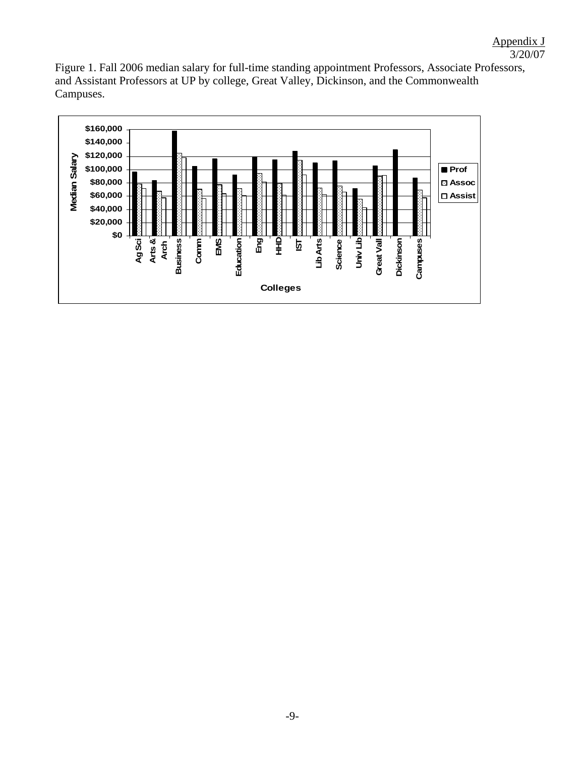Appendix J
3/20/07

Figure 1. Fall 2006 median salary for full-time standing appointment Professors, Associate Professors, and Assistant Professors at UP by college, Great Valley, Dickinson, and the Commonwealth Campuses.

Median Salary

$160,000
$140,000
$120,000
$100,000
$80,000
$60,000
$40,000
$20,000
$0

Ag Sci
Arts & Arch
Business
Comm
EMS
Education
Eng
HHD
IST
Lib Arts
Science
Univ Lib
Great Vall
Dickinson
Campuses

Colleges

Prof
Assoc
Assist